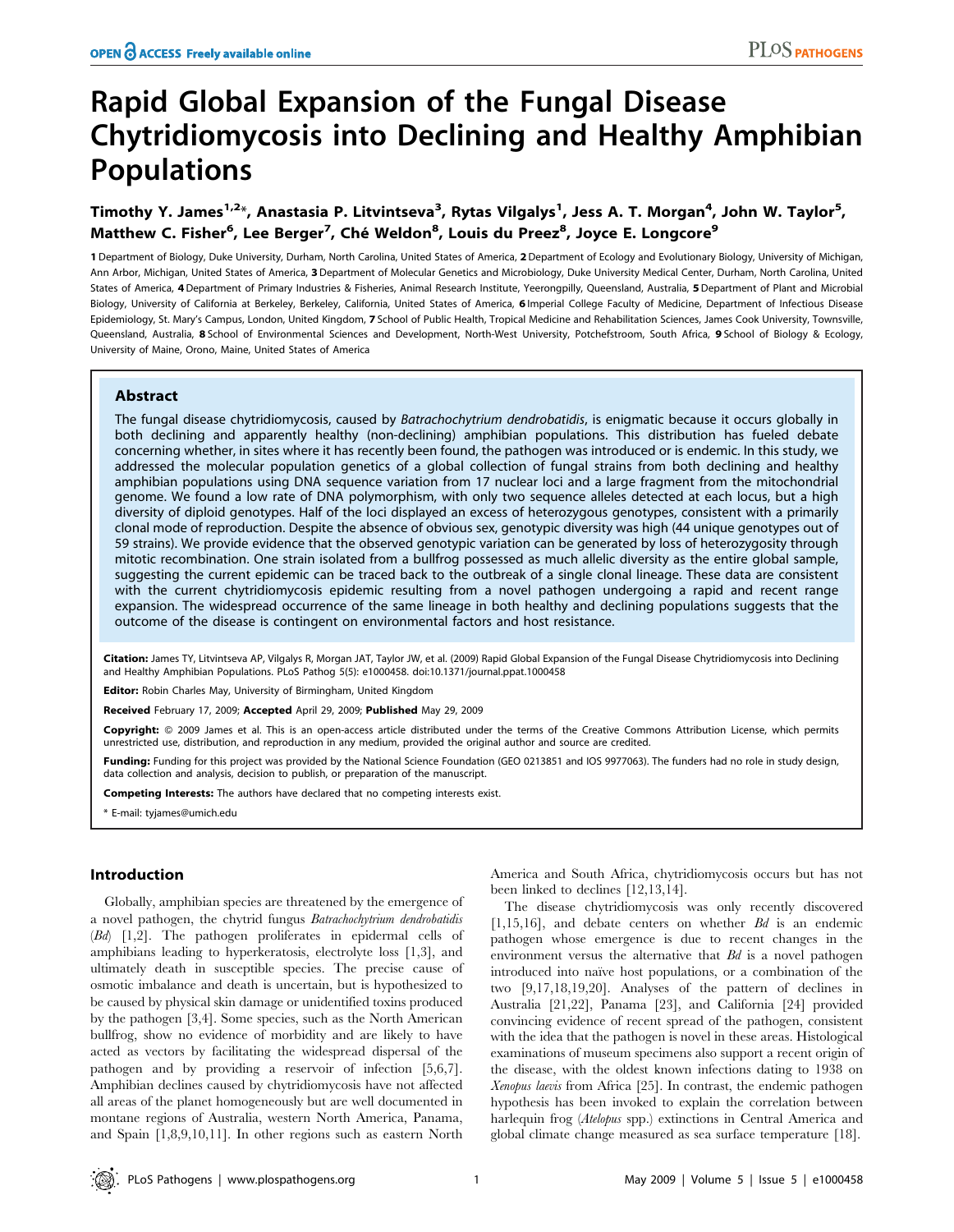# Rapid Global Expansion of the Fungal Disease Chytridiomycosis into Declining and Healthy Amphibian Populations

**Timothy Y. James[1,2]*, Anastasia P. Litvintseva[3], Rytas Vilgalys[1], Jess A. T. Morgan[4], John W. Taylor[5], Matthew C. Fisher[6], Lee Berger[7], Ché Weldon[8], Louis du Preez[8], Joyce E. Longcore[9]**

1 Department of Biology, Duke University, Durham, North Carolina, United States of America, 2 Department of Ecology and Evolutionary Biology, University of Michigan, Ann Arbor, Michigan, United States of America, 3 Department of Molecular Genetics and Microbiology, Duke University Medical Center, Durham, North Carolina, United States of America, 4 Department of Primary Industries & Fisheries, Animal Research Institute, Yeerongpilly, Queensland, Australia, 5 Department of Plant and Microbial Biology, University of California at Berkeley, Berkeley, California, United States of America, 6 Imperial College Faculty of Medicine, Department of Infectious Disease Epidemiology, St. Mary's Campus, London, United Kingdom, 7 School of Public Health, Tropical Medicine and Rehabilitation Sciences, James Cook University, Townsville, Queensland, Australia, 8 School of Environmental Sciences and Development, North-West University, Potchefstroom, South Africa, 9 School of Biology & Ecology, University of Maine, Orono, Maine, United States of America

## Abstract

The fungal disease chytridiomycosis, caused by *Batrachochytrium dendrobatidis*, is enigmatic because it occurs globally in both declining and apparently healthy (non-declining) amphibian populations. This distribution has fueled debate concerning whether, in sites where it has recently been found, the pathogen was introduced or is endemic. In this study, we addressed the molecular population genetics of a global collection of fungal strains from both declining and healthy amphibian populations using DNA sequence variation from 17 nuclear loci and a large fragment from the mitochondrial genome. We found a low rate of DNA polymorphism, with only two sequence alleles detected at each locus, but a high diversity of diploid genotypes. Half of the loci displayed an excess of heterozygous genotypes, consistent with a primarily clonal mode of reproduction. Despite the absence of obvious sex, genotypic diversity was high (44 unique genotypes out of 59 strains). We provide evidence that the observed genotypic variation can be generated by loss of heterozygosity through mitotic recombination. One strain isolated from a bullfrog possessed as much allelic diversity as the entire global sample, suggesting the current epidemic can be traced back to the outbreak of a single clonal lineage. These data are consistent with the current chytridiomycosis epidemic resulting from a novel pathogen undergoing a rapid and recent range expansion. The widespread occurrence of the same lineage in both healthy and declining populations suggests that the outcome of the disease is contingent on environmental factors and host resistance.

**Citation:** James TY, Litvintseva AP, Vilgalys R, Morgan JAT, Taylor JW, et al. (2009) Rapid Global Expansion of the Fungal Disease Chytridiomycosis into Declining and Healthy Amphibian Populations. PLoS Pathog 5(5): e1000458. doi:10.1371/journal.ppat.1000458

**Editor:** Robin Charles May, University of Birmingham, United Kingdom

**Received** February 17, 2009; **Accepted** April 29, 2009; **Published** May 29, 2009

**Copyright:** © 2009 James et al. This is an open-access article distributed under the terms of the Creative Commons Attribution License, which permits unrestricted use, distribution, and reproduction in any medium, provided the original author and source are credited.

**Funding:** Funding for this project was provided by the National Science Foundation (GEO 0213851 and IOS 9977063). The funders had no role in study design, data collection and analysis, decision to publish, or preparation of the manuscript.

**Competing Interests:** The authors have declared that no competing interests exist.

\* E-mail: tyjames@umich.edu

## Introduction

Globally, amphibian species are threatened by the emergence of a novel pathogen, the chytrid fungus *Batrachochytrium dendrobatidis* (*Bd*) [1,2]. The pathogen proliferates in epidermal cells of amphibians leading to hyperkeratosis, electrolyte loss [1,3], and ultimately death in susceptible species. The precise cause of osmotic imbalance and death is uncertain, but is hypothesized to be caused by physical skin damage or unidentified toxins produced by the pathogen [3,4]. Some species, such as the North American bullfrog, show no evidence of morbidity and are likely to have acted as vectors by facilitating the widespread dispersal of the pathogen and by providing a reservoir of infection [5,6,7]. Amphibian declines caused by chytridiomycosis have not affected all areas of the planet homogeneously but are well documented in montane regions of Australia, western North America, Panama, and Spain [1,8,9,10,11]. In other regions such as eastern North America and South Africa, chytridiomycosis occurs but has not been linked to declines [12,13,14].

The disease chytridiomycosis was only recently discovered [1,15,16], and debate centers on whether *Bd* is an endemic pathogen whose emergence is due to recent changes in the environment versus the alternative that *Bd* is a novel pathogen introduced into naïve host populations, or a combination of the two [9,17,18,19,20]. Analyses of the pattern of declines in Australia [21,22], Panama [23], and California [24] provided convincing evidence of recent spread of the pathogen, consistent with the idea that the pathogen is novel in these areas. Histological examinations of museum specimens also support a recent origin of the disease, with the oldest known infections dating to 1938 on *Xenopus laevis* from Africa [25]. In contrast, the endemic pathogen hypothesis has been invoked to explain the correlation between harlequin frog (*Atelopus* spp.) extinctions in Central America and global climate change measured as sea surface temperature [18].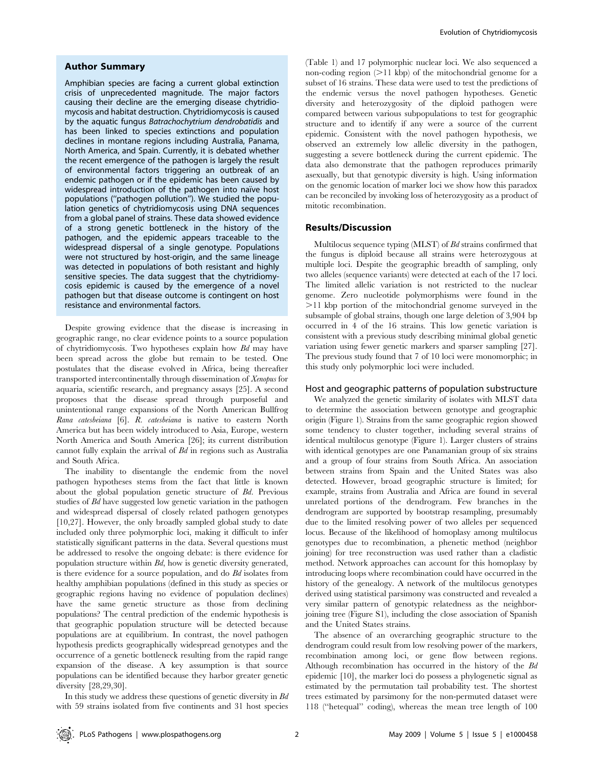## Author Summary

Amphibian species are facing a current global extinction crisis of unprecedented magnitude. The major factors causing their decline are the emerging disease chytridiomycosis and habitat destruction. Chytridiomycosis is caused by the aquatic fungus *Batrachochytrium dendrobatidis* and has been linked to species extinctions and population declines in montane regions including Australia, Panama, North America, and Spain. Currently, it is debated whether the recent emergence of the pathogen is largely the result of environmental factors triggering an outbreak of an endemic pathogen or if the epidemic has been caused by widespread introduction of the pathogen into naïve host populations ("pathogen pollution"). We studied the population genetics of chytridiomycosis using DNA sequences from a global panel of strains. These data showed evidence of a strong genetic bottleneck in the history of the pathogen, and the epidemic appears traceable to the widespread dispersal of a single genotype. Populations were not structured by host-origin, and the same lineage was detected in populations of both resistant and highly sensitive species. The data suggest that the chytridiomycosis epidemic is caused by the emergence of a novel pathogen but that disease outcome is contingent on host resistance and environmental factors.

Despite growing evidence that the disease is increasing in geographic range, no clear evidence points to a source population of chytridiomycosis. Two hypotheses explain how *Bd* may have been spread across the globe but remain to be tested. One postulates that the disease evolved in Africa, being thereafter transported intercontinentally through dissemination of *Xenopus* for aquaria, scientific research, and pregnancy assays [25]. A second proposes that the disease spread through purposeful and unintentional range expansions of the North American Bullfrog *Rana catesbeiana* [6]. *R. catesbeiana* is native to eastern North America but has been widely introduced to Asia, Europe, western North America and South America [26]; its current distribution cannot fully explain the arrival of *Bd* in regions such as Australia and South Africa.

The inability to disentangle the endemic from the novel pathogen hypotheses stems from the fact that little is known about the global population genetic structure of *Bd*. Previous studies of *Bd* have suggested low genetic variation in the pathogen and widespread dispersal of closely related pathogen genotypes [10,27]. However, the only broadly sampled global study to date included only three polymorphic loci, making it difficult to infer statistically significant patterns in the data. Several questions must be addressed to resolve the ongoing debate: is there evidence for population structure within *Bd*, how is genetic diversity generated, is there evidence for a source population, and do *Bd* isolates from healthy amphibian populations (defined in this study as species or geographic regions having no evidence of population declines) have the same genetic structure as those from declining populations? The central prediction of the endemic hypothesis is that geographic population structure will be detected because populations are at equilibrium. In contrast, the novel pathogen hypothesis predicts geographically widespread genotypes and the occurrence of a genetic bottleneck resulting from the rapid range expansion of the disease. A key assumption is that source populations can be identified because they harbor greater genetic diversity [28,29,30].

In this study we address these questions of genetic diversity in *Bd* with 59 strains isolated from five continents and 31 host species (Table 1) and 17 polymorphic nuclear loci. We also sequenced a non-coding region (>11 kbp) of the mitochondrial genome for a subset of 16 strains. These data were used to test the predictions of the endemic versus the novel pathogen hypotheses. Genetic diversity and heterozygosity of the diploid pathogen were compared between various subpopulations to test for geographic structure and to identify if any were a source of the current epidemic. Consistent with the novel pathogen hypothesis, we observed an extremely low allelic diversity in the pathogen, suggesting a severe bottleneck during the current epidemic. The data also demonstrate that the pathogen reproduces primarily asexually, but that genotypic diversity is high. Using information on the genomic location of marker loci we show how this paradox can be reconciled by invoking loss of heterozygosity as a product of mitotic recombination.

## Results/Discussion

Multilocus sequence typing (MLST) of *Bd* strains confirmed that the fungus is diploid because all strains were heterozygous at multiple loci. Despite the geographic breadth of sampling, only two alleles (sequence variants) were detected at each of the 17 loci. The limited allelic variation is not restricted to the nuclear genome. Zero nucleotide polymorphisms were found in the >11 kbp portion of the mitochondrial genome surveyed in the subsample of global strains, though one large deletion of 3,904 bp occurred in 4 of the 16 strains. This low genetic variation is consistent with a previous study describing minimal global genetic variation using fewer genetic markers and sparser sampling [27]. The previous study found that 7 of 10 loci were monomorphic; in this study only polymorphic loci were included.

### Host and geographic patterns of population substructure

We analyzed the genetic similarity of isolates with MLST data to determine the association between genotype and geographic origin (Figure 1). Strains from the same geographic region showed some tendency to cluster together, including several strains of identical multilocus genotype (Figure 1). Larger clusters of strains with identical genotypes are one Panamanian group of six strains and a group of four strains from South Africa. An association between strains from Spain and the United States was also detected. However, broad geographic structure is limited; for example, strains from Australia and Africa are found in several unrelated portions of the dendrogram. Few branches in the dendrogram are supported by bootstrap resampling, presumably due to the limited resolving power of two alleles per sequenced locus. Because of the likelihood of homoplasy among multilocus genotypes due to recombination, a phenetic method (neighbor joining) for tree reconstruction was used rather than a cladistic method. Network approaches can account for this homoplasy by introducing loops where recombination could have occurred in the history of the genealogy. A network of the multilocus genotypes derived using statistical parsimony was constructed and revealed a very similar pattern of genotypic relatedness as the neighbor-joining tree (Figure S1), including the close association of Spanish and the United States strains.

The absence of an overarching geographic structure to the dendrogram could result from low resolving power of the markers, recombination among loci, or gene flow between regions. Although recombination has occurred in the history of the *Bd* epidemic [10], the marker loci do possess a phylogenetic signal as estimated by the permutation tail probability test. The shortest trees estimated by parsimony for the non-permuted dataset were 118 ("hetequal" coding), whereas the mean tree length of 100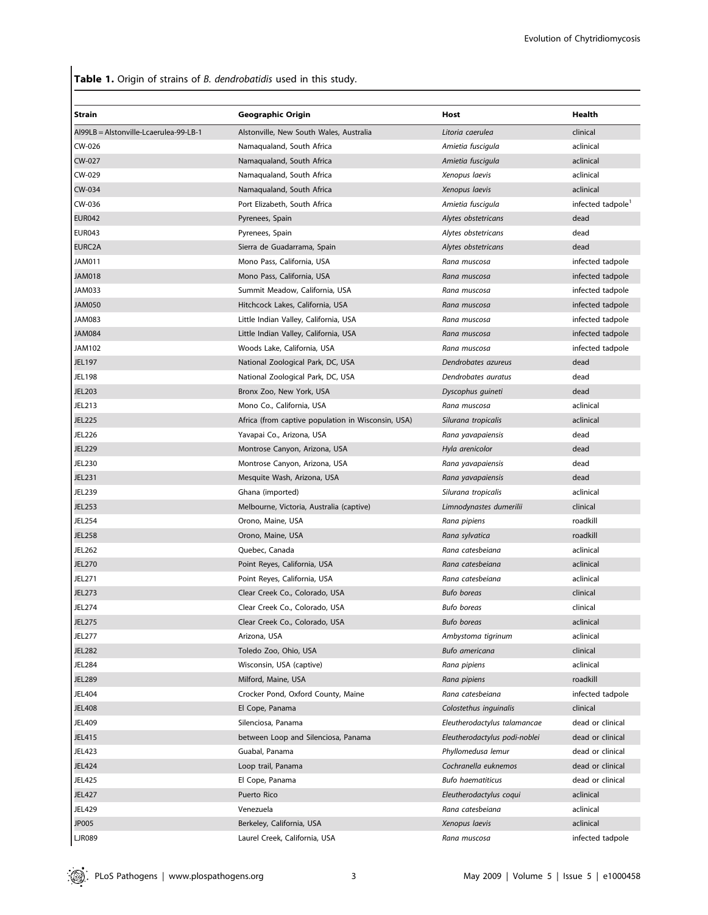**Table 1.** Origin of strains of *B. dendrobatidis* used in this study.

| Strain | Geographic Origin | Host | Health |
|---|---|---|---|
| Al99LB = Alstonville-Lcaerulea-99-LB-1 | Alstonville, New South Wales, Australia | *Litoria caerulea* | clinical |
| CW-026 | Namaqualand, South Africa | *Amietia fuscigula* | aclinical |
| CW-027 | Namaqualand, South Africa | *Amietia fuscigula* | aclinical |
| CW-029 | Namaqualand, South Africa | *Xenopus laevis* | aclinical |
| CW-034 | Namaqualand, South Africa | *Xenopus laevis* | aclinical |
| CW-036 | Port Elizabeth, South Africa | *Amietia fuscigula* | infected tadpole[1] |
| EUR042 | Pyrenees, Spain | *Alytes obstetricans* | dead |
| EUR043 | Pyrenees, Spain | *Alytes obstetricans* | dead |
| EURC2A | Sierra de Guadarrama, Spain | *Alytes obstetricans* | dead |
| JAM011 | Mono Pass, California, USA | *Rana muscosa* | infected tadpole |
| JAM018 | Mono Pass, California, USA | *Rana muscosa* | infected tadpole |
| JAM033 | Summit Meadow, California, USA | *Rana muscosa* | infected tadpole |
| JAM050 | Hitchcock Lakes, California, USA | *Rana muscosa* | infected tadpole |
| JAM083 | Little Indian Valley, California, USA | *Rana muscosa* | infected tadpole |
| JAM084 | Little Indian Valley, California, USA | *Rana muscosa* | infected tadpole |
| JAM102 | Woods Lake, California, USA | *Rana muscosa* | infected tadpole |
| JEL197 | National Zoological Park, DC, USA | *Dendrobates azureus* | dead |
| JEL198 | National Zoological Park, DC, USA | *Dendrobates auratus* | dead |
| JEL203 | Bronx Zoo, New York, USA | *Dyscophus guineti* | dead |
| JEL213 | Mono Co., California, USA | *Rana muscosa* | aclinical |
| JEL225 | Africa (from captive population in Wisconsin, USA) | *Silurana tropicalis* | aclinical |
| JEL226 | Yavapai Co., Arizona, USA | *Rana yavapaiensis* | dead |
| JEL229 | Montrose Canyon, Arizona, USA | *Hyla arenicolor* | dead |
| JEL230 | Montrose Canyon, Arizona, USA | *Rana yavapaiensis* | dead |
| JEL231 | Mesquite Wash, Arizona, USA | *Rana yavapaiensis* | dead |
| JEL239 | Ghana (imported) | *Silurana tropicalis* | aclinical |
| JEL253 | Melbourne, Victoria, Australia (captive) | *Limnodynastes dumerilii* | clinical |
| JEL254 | Orono, Maine, USA | *Rana pipiens* | roadkill |
| JEL258 | Orono, Maine, USA | *Rana sylvatica* | roadkill |
| JEL262 | Quebec, Canada | *Rana catesbeiana* | aclinical |
| JEL270 | Point Reyes, California, USA | *Rana catesbeiana* | aclinical |
| JEL271 | Point Reyes, California, USA | *Rana catesbeiana* | aclinical |
| JEL273 | Clear Creek Co., Colorado, USA | *Bufo boreas* | clinical |
| JEL274 | Clear Creek Co., Colorado, USA | *Bufo boreas* | clinical |
| JEL275 | Clear Creek Co., Colorado, USA | *Bufo boreas* | aclinical |
| JEL277 | Arizona, USA | *Ambystoma tigrinum* | aclinical |
| JEL282 | Toledo Zoo, Ohio, USA | *Bufo americana* | clinical |
| JEL284 | Wisconsin, USA (captive) | *Rana pipiens* | aclinical |
| JEL289 | Milford, Maine, USA | *Rana pipiens* | roadkill |
| JEL404 | Crocker Pond, Oxford County, Maine | *Rana catesbeiana* | infected tadpole |
| JEL408 | El Cope, Panama | *Colostethus inguinalis* | clinical |
| JEL409 | Silenciosa, Panama | *Eleutherodactylus talamancae* | dead or clinical |
| JEL415 | between Loop and Silenciosa, Panama | *Eleutherodactylus podi-noblei* | dead or clinical |
| JEL423 | Guabal, Panama | *Phyllomedusa lemur* | dead or clinical |
| JEL424 | Loop trail, Panama | *Cochranella euknemos* | dead or clinical |
| JEL425 | El Cope, Panama | *Bufo haematiticus* | dead or clinical |
| JEL427 | Puerto Rico | *Eleutherodactylus coqui* | aclinical |
| JEL429 | Venezuela | *Rana catesbeiana* | aclinical |
| JP005 | Berkeley, California, USA | *Xenopus laevis* | aclinical |
| LJR089 | Laurel Creek, California, USA | *Rana muscosa* | infected tadpole |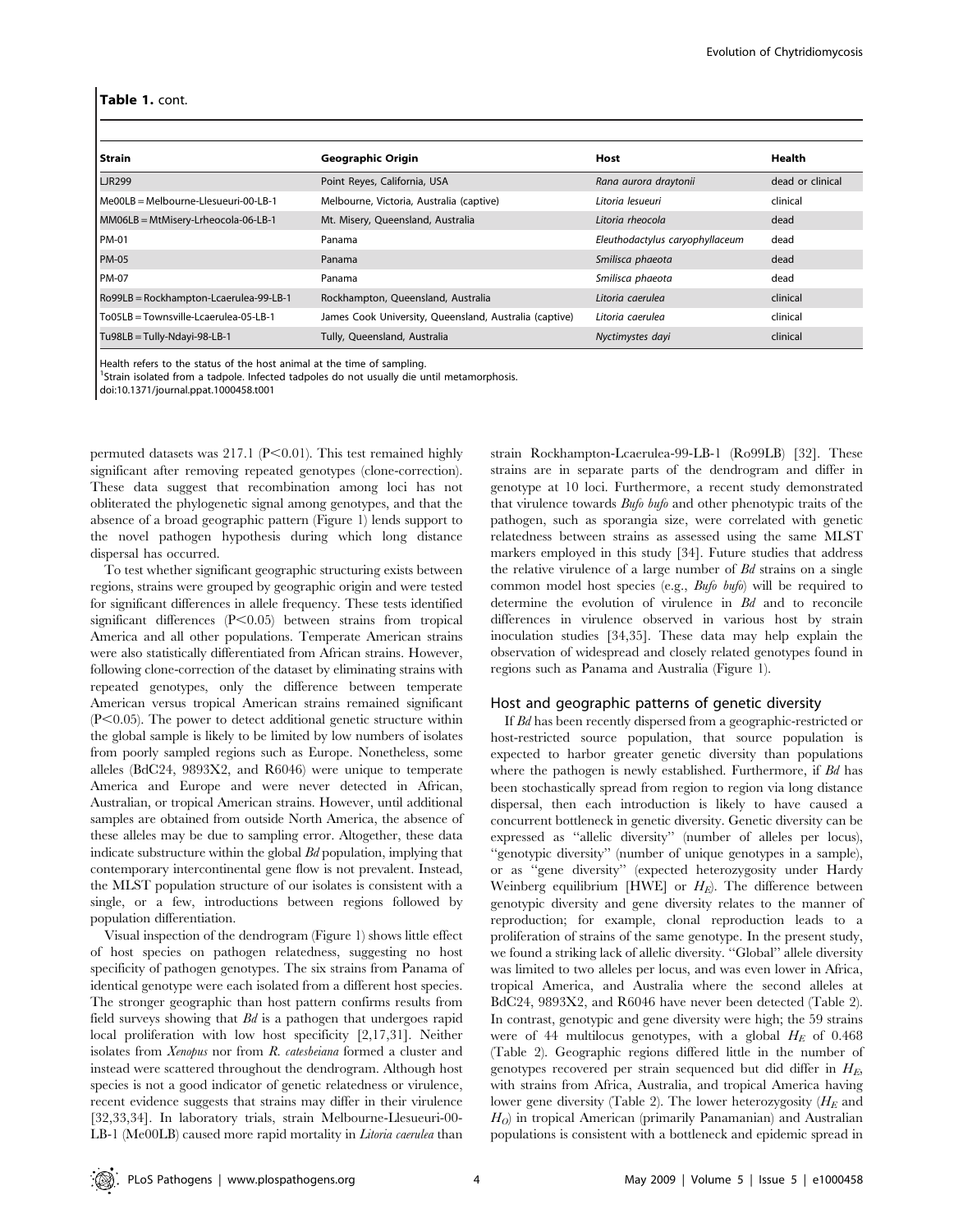**Table 1.** cont.

| Strain | Geographic Origin | Host | Health |
| --- | --- | --- | --- |
| LJR299 | Point Reyes, California, USA | *Rana aurora draytonii* | dead or clinical |
| Me00LB = Melbourne-Llesueuri-00-LB-1 | Melbourne, Victoria, Australia (captive) | *Litoria lesueuri* | clinical |
| MM06LB = MtMisery-Lrheocola-06-LB-1 | Mt. Misery, Queensland, Australia | *Litoria rheocola* | dead |
| PM-01 | Panama | *Eleuthodactylus caryophyllaceum* | dead |
| PM-05 | Panama | *Smilisca phaeota* | dead |
| PM-07 | Panama | *Smilisca phaeota* | dead |
| Ro99LB = Rockhampton-Lcaerulea-99-LB-1 | Rockhampton, Queensland, Australia | *Litoria caerulea* | clinical |
| To05LB = Townsville-Lcaerulea-05-LB-1 | James Cook University, Queensland, Australia (captive) | *Litoria caerulea* | clinical |
| Tu98LB = Tully-Ndayi-98-LB-1 | Tully, Queensland, Australia | *Nyctimystes dayi* | clinical |

Health refers to the status of the host animal at the time of sampling.
[1]Strain isolated from a tadpole. Infected tadpoles do not usually die until metamorphosis.
doi:10.1371/journal.ppat.1000458.t001

permuted datasets was 217.1 ($P<0.01$). This test remained highly significant after removing repeated genotypes (clone-correction). These data suggest that recombination among loci has not obliterated the phylogenetic signal among genotypes, and that the absence of a broad geographic pattern (Figure 1) lends support to the novel pathogen hypothesis during which long distance dispersal has occurred.

To test whether significant geographic structuring exists between regions, strains were grouped by geographic origin and were tested for significant differences in allele frequency. These tests identified significant differences ($P<0.05$) between strains from tropical America and all other populations. Temperate American strains were also statistically differentiated from African strains. However, following clone-correction of the dataset by eliminating strains with repeated genotypes, only the difference between temperate American versus tropical American strains remained significant ($P<0.05$). The power to detect additional genetic structure within the global sample is likely to be limited by low numbers of isolates from poorly sampled regions such as Europe. Nonetheless, some alleles (BdC24, 9893X2, and R6046) were unique to temperate America and Europe and were never detected in African, Australian, or tropical American strains. However, until additional samples are obtained from outside North America, the absence of these alleles may be due to sampling error. Altogether, these data indicate substructure within the global *Bd* population, implying that contemporary intercontinental gene flow is not prevalent. Instead, the MLST population structure of our isolates is consistent with a single, or a few, introductions between regions followed by population differentiation.

Visual inspection of the dendrogram (Figure 1) shows little effect of host species on pathogen relatedness, suggesting no host specificity of pathogen genotypes. The six strains from Panama of identical genotype were each isolated from a different host species. The stronger geographic than host pattern confirms results from field surveys showing that *Bd* is a pathogen that undergoes rapid local proliferation with low host specificity [2,17,31]. Neither isolates from *Xenopus* nor from *R. catesbeiana* formed a cluster and instead were scattered throughout the dendrogram. Although host species is not a good indicator of genetic relatedness or virulence, recent evidence suggests that strains may differ in their virulence [32,33,34]. In laboratory trials, strain Melbourne-Llesueuri-00-LB-1 (Me00LB) caused more rapid mortality in *Litoria caerulea* than strain Rockhampton-Lcaerulea-99-LB-1 (Ro99LB) [32]. These strains are in separate parts of the dendrogram and differ in genotype at 10 loci. Furthermore, a recent study demonstrated that virulence towards *Bufo bufo* and other phenotypic traits of the pathogen, such as sporangia size, were correlated with genetic relatedness between strains as assessed using the same MLST markers employed in this study [34]. Future studies that address the relative virulence of a large number of *Bd* strains on a single common model host species (e.g., *Bufo bufo*) will be required to determine the evolution of virulence in *Bd* and to reconcile differences in virulence observed in various host by strain inoculation studies [34,35]. These data may help explain the observation of widespread and closely related genotypes found in regions such as Panama and Australia (Figure 1).

## Host and geographic patterns of genetic diversity

If *Bd* has been recently dispersed from a geographic-restricted or host-restricted source population, that source population is expected to harbor greater genetic diversity than populations where the pathogen is newly established. Furthermore, if *Bd* has been stochastically spread from region to region via long distance dispersal, then each introduction is likely to have caused a concurrent bottleneck in genetic diversity. Genetic diversity can be expressed as "allelic diversity" (number of alleles per locus), "genotypic diversity" (number of unique genotypes in a sample), or as "gene diversity" (expected heterozygosity under Hardy Weinberg equilibrium [HWE] or $H_E$). The difference between genotypic diversity and gene diversity relates to the manner of reproduction; for example, clonal reproduction leads to a proliferation of strains of the same genotype. In the present study, we found a striking lack of allelic diversity. "Global" allele diversity was limited to two alleles per locus, and was even lower in Africa, tropical America, and Australia where the second alleles at BdC24, 9893X2, and R6046 have never been detected (Table 2). In contrast, genotypic and gene diversity were high; the 59 strains were of 44 multilocus genotypes, with a global $H_E$ of 0.468 (Table 2). Geographic regions differed little in the number of genotypes recovered per strain sequenced but did differ in $H_E$, with strains from Africa, Australia, and tropical America having lower gene diversity (Table 2). The lower heterozygosity ($H_E$ and $H_O$) in tropical American (primarily Panamanian) and Australian populations is consistent with a bottleneck and epidemic spread in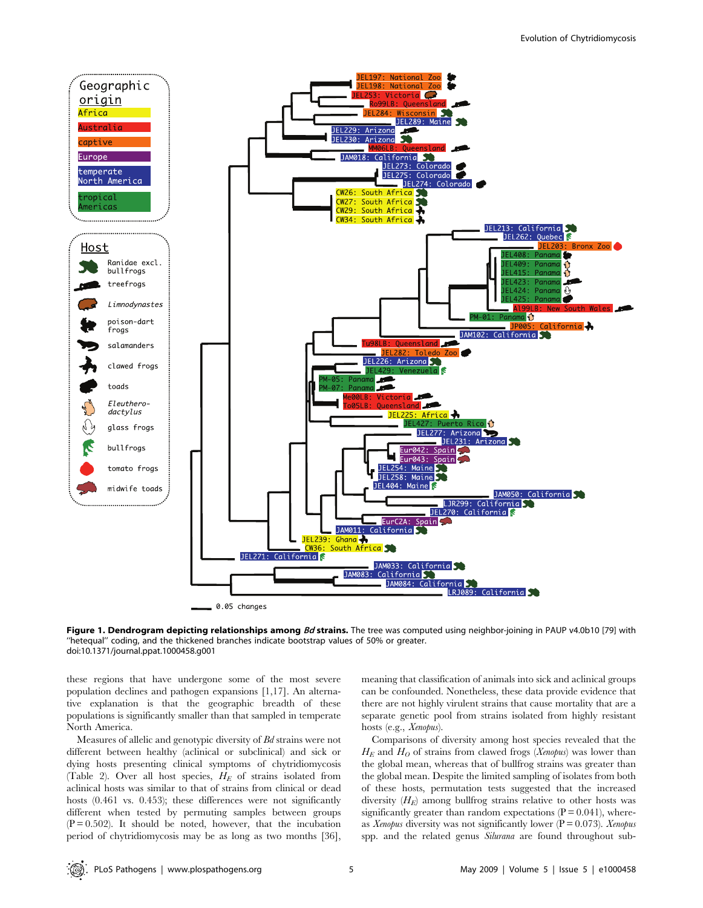**Figure 1. Dendrogram depicting relationships among *Bd* strains.** The tree was computed using neighbor-joining in PAUP v4.0b10 [79] with "hetequal" coding, and the thickened branches indicate bootstrap values of 50% or greater.
doi:10.1371/journal.ppat.1000458.g001

these regions that have undergone some of the most severe population declines and pathogen expansions [1,17]. An alternative explanation is that the geographic breadth of these populations is significantly smaller than that sampled in temperate North America.

Measures of allelic and genotypic diversity of *Bd* strains were not different between healthy (aclinical or subclinical) and sick or dying hosts presenting clinical symptoms of chytridiomycosis (Table 2). Over all host species, $H_E$ of strains isolated from aclinical hosts was similar to that of strains from clinical or dead hosts (0.461 vs. 0.453); these differences were not significantly different when tested by permuting samples between groups ($P = 0.502$). It should be noted, however, that the incubation period of chytridiomycosis may be as long as two months [36], meaning that classification of animals into sick and aclinical groups can be confounded. Nonetheless, these data provide evidence that there are not highly virulent strains that cause mortality that are a separate genetic pool from strains isolated from highly resistant hosts (e.g., *Xenopus*).

Comparisons of diversity among host species revealed that the $H_E$ and $H_O$ of strains from clawed frogs (*Xenopus*) was lower than the global mean, whereas that of bullfrog strains was greater than the global mean. Despite the limited sampling of isolates from both of these hosts, permutation tests suggested that the increased diversity ($H_E$) among bullfrog strains relative to other hosts was significantly greater than random expectations ($P = 0.041$), whereas *Xenopus* diversity was not significantly lower ($P = 0.073$). *Xenopus* spp. and the related genus *Silurana* are found throughout sub-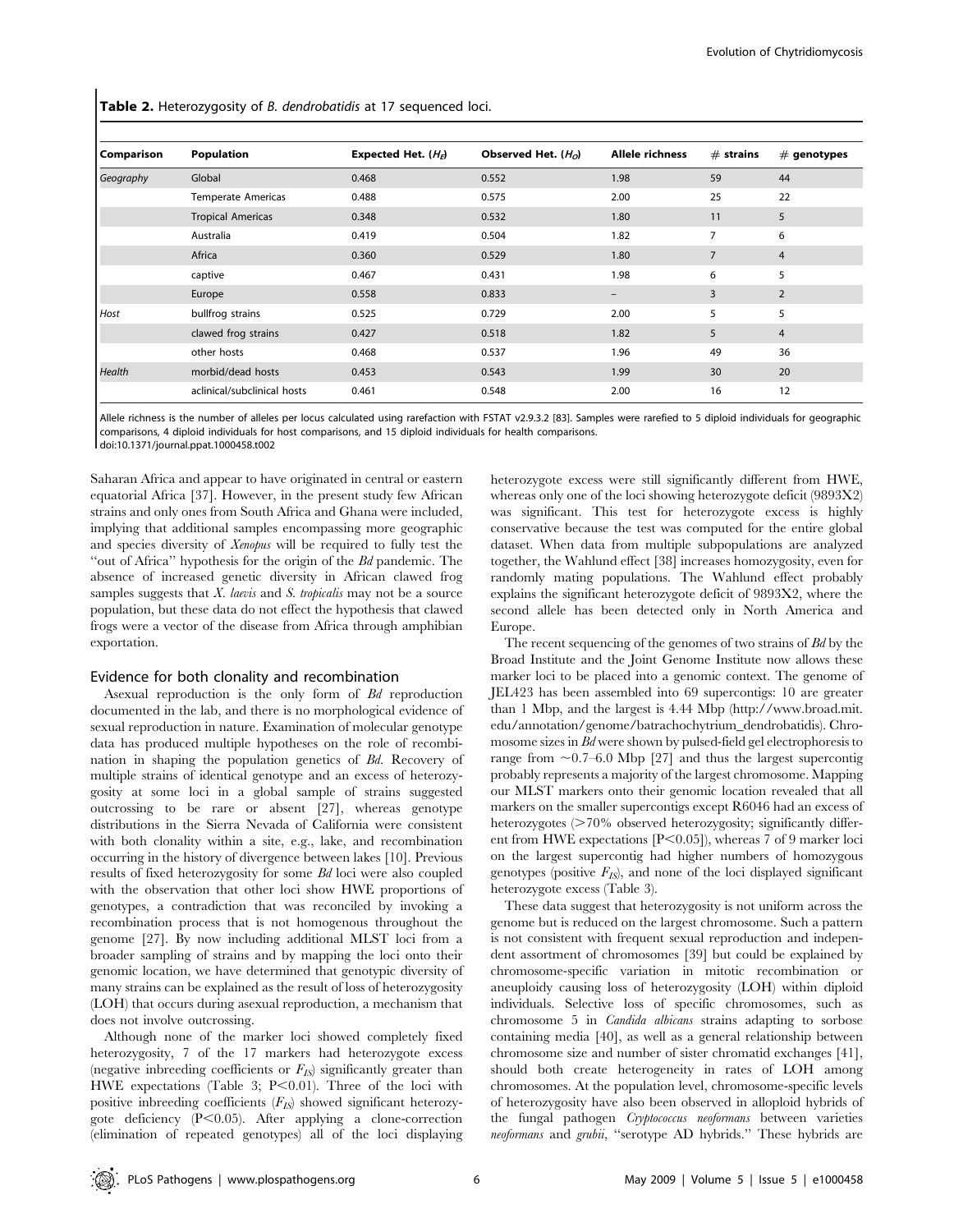**Table 2.** Heterozygosity of *B. dendrobatidis* at 17 sequenced loci.

| Comparison | Population | Expected Het. ($H_E$) | Observed Het. ($H_O$) | Allele richness | # strains | # genotypes |
|---|---|---|---|---|---|---|
| *Geography* | Global | 0.468 | 0.552 | 1.98 | 59 | 44 |
| | Temperate Americas | 0.488 | 0.575 | 2.00 | 25 | 22 |
| | Tropical Americas | 0.348 | 0.532 | 1.80 | 11 | 5 |
| | Australia | 0.419 | 0.504 | 1.82 | 7 | 6 |
| | Africa | 0.360 | 0.529 | 1.80 | 7 | 4 |
| | captive | 0.467 | 0.431 | 1.98 | 6 | 5 |
| | Europe | 0.558 | 0.833 | – | 3 | 2 |
| *Host* | bullfrog strains | 0.525 | 0.729 | 2.00 | 5 | 5 |
| | clawed frog strains | 0.427 | 0.518 | 1.82 | 5 | 4 |
| | other hosts | 0.468 | 0.537 | 1.96 | 49 | 36 |
| *Health* | morbid/dead hosts | 0.453 | 0.543 | 1.99 | 30 | 20 |
| | aclinical/subclinical hosts | 0.461 | 0.548 | 2.00 | 16 | 12 |

Allele richness is the number of alleles per locus calculated using rarefaction with FSTAT v2.9.3.2 [83]. Samples were rarefied to 5 diploid individuals for geographic comparisons, 4 diploid individuals for host comparisons, and 15 diploid individuals for health comparisons.
doi:10.1371/journal.ppat.1000458.t002

Saharan Africa and appear to have originated in central or eastern equatorial Africa [37]. However, in the present study few African strains and only ones from South Africa and Ghana were included, implying that additional samples encompassing more geographic and species diversity of *Xenopus* will be required to fully test the "out of Africa" hypothesis for the origin of the *Bd* pandemic. The absence of increased genetic diversity in African clawed frog samples suggests that *X. laevis* and *S. tropicalis* may not be a source population, but these data do not effect the hypothesis that clawed frogs were a vector of the disease from Africa through amphibian exportation.

### Evidence for both clonality and recombination

Asexual reproduction is the only form of *Bd* reproduction documented in the lab, and there is no morphological evidence of sexual reproduction in nature. Examination of molecular genotype data has produced multiple hypotheses on the role of recombination in shaping the population genetics of *Bd*. Recovery of multiple strains of identical genotype and an excess of heterozygosity at some loci in a global sample of strains suggested outcrossing to be rare or absent [27], whereas genotype distributions in the Sierra Nevada of California were consistent with both clonality within a site, e.g., lake, and recombination occurring in the history of divergence between lakes [10]. Previous results of fixed heterozygosity for some *Bd* loci were also coupled with the observation that other loci show HWE proportions of genotypes, a contradiction that was reconciled by invoking a recombination process that is not homogenous throughout the genome [27]. By now including additional MLST loci from a broader sampling of strains and by mapping the loci onto their genomic location, we have determined that genotypic diversity of many strains can be explained as the result of loss of heterozygosity (LOH) that occurs during asexual reproduction, a mechanism that does not involve outcrossing.

Although none of the marker loci showed completely fixed heterozygosity, 7 of the 17 markers had heterozygote excess (negative inbreeding coefficients or $F_{IS}$) significantly greater than HWE expectations (Table 3; $P<0.01$). Three of the loci with positive inbreeding coefficients ($F_{IS}$) showed significant heterozygote deficiency ($P<0.05$). After applying a clone-correction (elimination of repeated genotypes) all of the loci displaying heterozygote excess were still significantly different from HWE, whereas only one of the loci showing heterozygote deficit (9893X2) was significant. This test for heterozygote excess is highly conservative because the test was computed for the entire global dataset. When data from multiple subpopulations are analyzed together, the Wahlund effect [38] increases homozygosity, even for randomly mating populations. The Wahlund effect probably explains the significant heterozygote deficit of 9893X2, where the second allele has been detected only in North America and Europe.

The recent sequencing of the genomes of two strains of *Bd* by the Broad Institute and the Joint Genome Institute now allows these marker loci to be placed into a genomic context. The genome of JEL423 has been assembled into 69 supercontigs: 10 are greater than 1 Mbp, and the largest is 4.44 Mbp (http://www.broad.mit.edu/annotation/genome/batrachochytrium_dendrobatidis). Chromosome sizes in *Bd* were shown by pulsed-field gel electrophoresis to range from ~0.7–6.0 Mbp [27] and thus the largest supercontig probably represents a majority of the largest chromosome. Mapping our MLST markers onto their genomic location revealed that all markers on the smaller supercontigs except R6046 had an excess of heterozygotes (>70% observed heterozygosity; significantly different from HWE expectations [$P<0.05$]), whereas 7 of 9 marker loci on the largest supercontig had higher numbers of homozygous genotypes (positive $F_{IS}$), and none of the loci displayed significant heterozygote excess (Table 3).

These data suggest that heterozygosity is not uniform across the genome but is reduced on the largest chromosome. Such a pattern is not consistent with frequent sexual reproduction and independent assortment of chromosomes [39] but could be explained by chromosome-specific variation in mitotic recombination or aneuploidy causing loss of heterozygosity (LOH) within diploid individuals. Selective loss of specific chromosomes, such as chromosome 5 in *Candida albicans* strains adapting to sorbose containing media [40], as well as a general relationship between chromosome size and number of sister chromatid exchanges [41], should both create heterogeneity in rates of LOH among chromosomes. At the population level, chromosome-specific levels of heterozygosity have also been observed in alloploid hybrids of the fungal pathogen *Cryptococcus neoformans* between varieties *neoformans* and *grubii*, "serotype AD hybrids." These hybrids are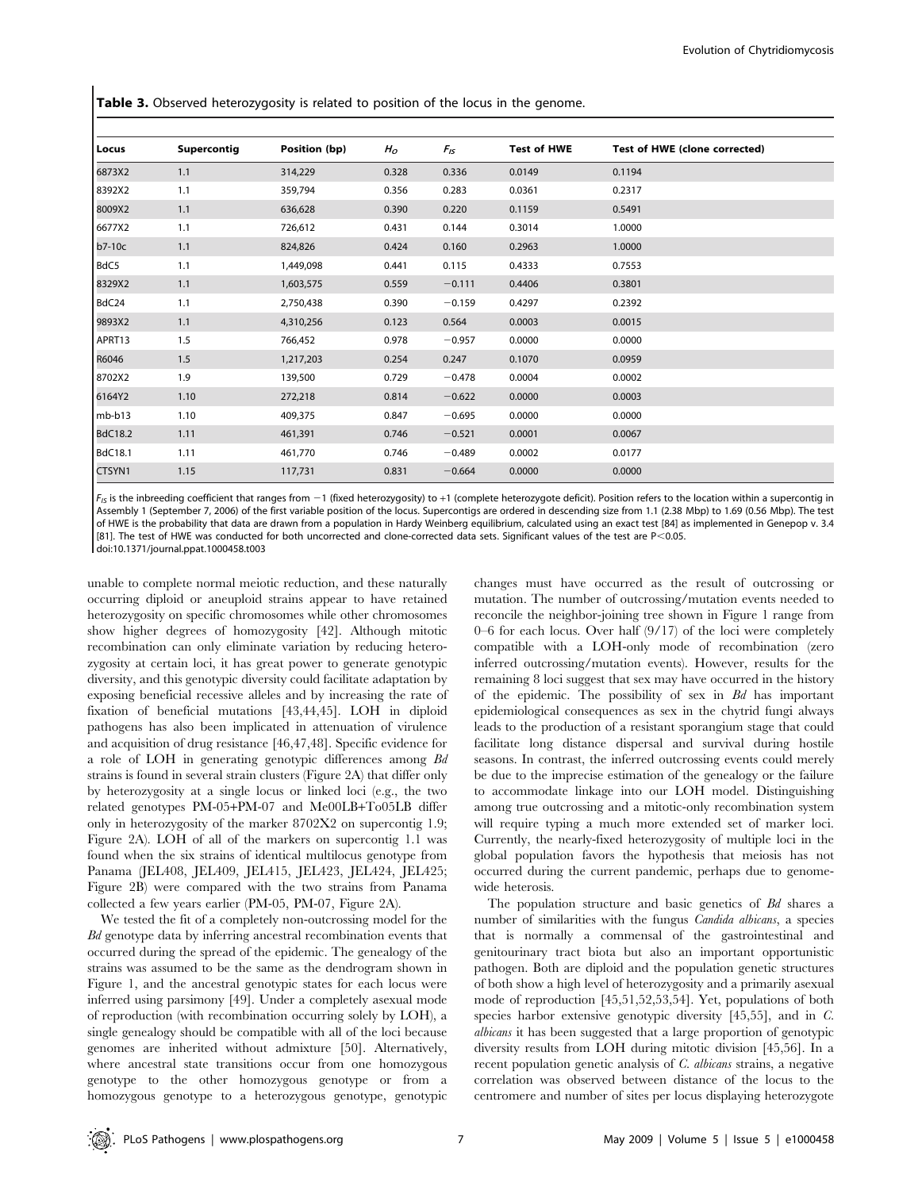**Table 3.** Observed heterozygosity is related to position of the locus in the genome.

| Locus | Supercontig | Position (bp) | $H_O$ | $F_{IS}$ | Test of HWE | Test of HWE (clone corrected) |
|---|---|---|---|---|---|---|
| 6873X2 | 1.1 | 314,229 | 0.328 | 0.336 | 0.0149 | 0.1194 |
| 8392X2 | 1.1 | 359,794 | 0.356 | 0.283 | 0.0361 | 0.2317 |
| 8009X2 | 1.1 | 636,628 | 0.390 | 0.220 | 0.1159 | 0.5491 |
| 6677X2 | 1.1 | 726,612 | 0.431 | 0.144 | 0.3014 | 1.0000 |
| b7-10c | 1.1 | 824,826 | 0.424 | 0.160 | 0.2963 | 1.0000 |
| BdC5 | 1.1 | 1,449,098 | 0.441 | 0.115 | 0.4333 | 0.7553 |
| 8329X2 | 1.1 | 1,603,575 | 0.559 | −0.111 | 0.4406 | 0.3801 |
| BdC24 | 1.1 | 2,750,438 | 0.390 | −0.159 | 0.4297 | 0.2392 |
| 9893X2 | 1.1 | 4,310,256 | 0.123 | 0.564 | 0.0003 | 0.0015 |
| APRT13 | 1.5 | 766,452 | 0.978 | −0.957 | 0.0000 | 0.0000 |
| R6046 | 1.5 | 1,217,203 | 0.254 | 0.247 | 0.1070 | 0.0959 |
| 8702X2 | 1.9 | 139,500 | 0.729 | −0.478 | 0.0004 | 0.0002 |
| 6164Y2 | 1.10 | 272,218 | 0.814 | −0.622 | 0.0000 | 0.0003 |
| mb-b13 | 1.10 | 409,375 | 0.847 | −0.695 | 0.0000 | 0.0000 |
| BdC18.2 | 1.11 | 461,391 | 0.746 | −0.521 | 0.0001 | 0.0067 |
| BdC18.1 | 1.11 | 461,770 | 0.746 | −0.489 | 0.0002 | 0.0177 |
| CTSYN1 | 1.15 | 117,731 | 0.831 | −0.664 | 0.0000 | 0.0000 |

$F_{IS}$ is the inbreeding coefficient that ranges from −1 (fixed heterozygosity) to +1 (complete heterozygote deficit). Position refers to the location within a supercontig in Assembly 1 (September 7, 2006) of the first variable position of the locus. Supercontigs are ordered in descending size from 1.1 (2.38 Mbp) to 1.69 (0.56 Mbp). The test of HWE is the probability that data are drawn from a population in Hardy Weinberg equilibrium, calculated using an exact test [84] as implemented in Genepop v. 3.4 [81]. The test of HWE was conducted for both uncorrected and clone-corrected data sets. Significant values of the test are $P<0.05$.
doi:10.1371/journal.ppat.1000458.t003

unable to complete normal meiotic reduction, and these naturally occurring diploid or aneuploid strains appear to have retained heterozygosity on specific chromosomes while other chromosomes show higher degrees of homozygosity [42]. Although mitotic recombination can only eliminate variation by reducing heterozygosity at certain loci, it has great power to generate genotypic diversity, and this genotypic diversity could facilitate adaptation by exposing beneficial recessive alleles and by increasing the rate of fixation of beneficial mutations [43,44,45]. LOH in diploid pathogens has also been implicated in attenuation of virulence and acquisition of drug resistance [46,47,48]. Specific evidence for a role of LOH in generating genotypic differences among *Bd* strains is found in several strain clusters (Figure 2A) that differ only by heterozygosity at a single locus or linked loci (e.g., the two related genotypes PM-05+PM-07 and Me00LB+To05LB differ only in heterozygosity of the marker 8702X2 on supercontig 1.9; Figure 2A). LOH of all of the markers on supercontig 1.1 was found when the six strains of identical multilocus genotype from Panama (JEL408, JEL409, JEL415, JEL423, JEL424, JEL425; Figure 2B) were compared with the two strains from Panama collected a few years earlier (PM-05, PM-07, Figure 2A).

We tested the fit of a completely non-outcrossing model for the *Bd* genotype data by inferring ancestral recombination events that occurred during the spread of the epidemic. The genealogy of the strains was assumed to be the same as the dendrogram shown in Figure 1, and the ancestral genotypic states for each locus were inferred using parsimony [49]. Under a completely asexual mode of reproduction (with recombination occurring solely by LOH), a single genealogy should be compatible with all of the loci because genomes are inherited without admixture [50]. Alternatively, where ancestral state transitions occur from one homozygous genotype to the other homozygous genotype or from a homozygous genotype to a heterozygous genotype, genotypic changes must have occurred as the result of outcrossing or mutation. The number of outcrossing/mutation events needed to reconcile the neighbor-joining tree shown in Figure 1 range from 0–6 for each locus. Over half (9/17) of the loci were completely compatible with a LOH-only mode of recombination (zero inferred outcrossing/mutation events). However, results for the remaining 8 loci suggest that sex may have occurred in the history of the epidemic. The possibility of sex in *Bd* has important epidemiological consequences as sex in the chytrid fungi always leads to the production of a resistant sporangium stage that could facilitate long distance dispersal and survival during hostile seasons. In contrast, the inferred outcrossing events could merely be due to the imprecise estimation of the genealogy or the failure to accommodate linkage into our LOH model. Distinguishing among true outcrossing and a mitotic-only recombination system will require typing a much more extended set of marker loci. Currently, the nearly-fixed heterozygosity of multiple loci in the global population favors the hypothesis that meiosis has not occurred during the current pandemic, perhaps due to genome-wide heterosis.

The population structure and basic genetics of *Bd* shares a number of similarities with the fungus *Candida albicans*, a species that is normally a commensal of the gastrointestinal and genitourinary tract biota but also an important opportunistic pathogen. Both are diploid and the population genetic structures of both show a high level of heterozygosity and a primarily asexual mode of reproduction [45,51,52,53,54]. Yet, populations of both species harbor extensive genotypic diversity [45,55], and in *C. albicans* it has been suggested that a large proportion of genotypic diversity results from LOH during mitotic division [45,56]. In a recent population genetic analysis of *C. albicans* strains, a negative correlation was observed between distance of the locus to the centromere and number of sites per locus displaying heterozygote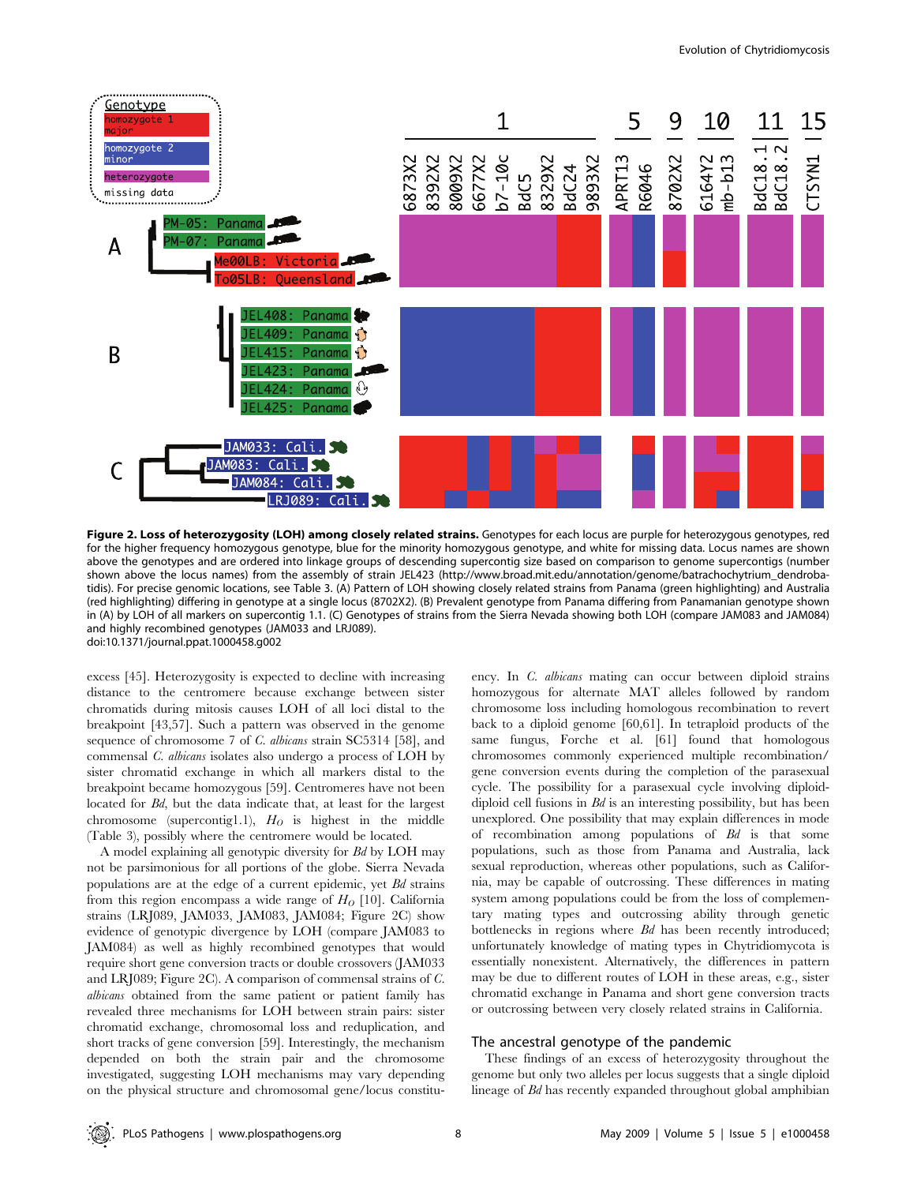**Figure 2. Loss of heterozygosity (LOH) among closely related strains.** Genotypes for each locus are purple for heterozygous genotypes, red for the higher frequency homozygous genotype, blue for the minority homozygous genotype, and white for missing data. Locus names are shown above the genotypes and are ordered into linkage groups of descending supercontig size based on comparison to genome supercontigs (number shown above the locus names) from the assembly of strain JEL423 (http://www.broad.mit.edu/annotation/genome/batrachochytrium_dendrobatidis). For precise genomic locations, see Table 3. (A) Pattern of LOH showing closely related strains from Panama (green highlighting) and Australia (red highlighting) differing in genotype at a single locus (8702X2). (B) Prevalent genotype from Panama differing from Panamanian genotype shown in (A) by LOH of all markers on supercontig 1.1. (C) Genotypes of strains from the Sierra Nevada showing both LOH (compare JAM083 and JAM084) and highly recombined genotypes (JAM033 and LRJ089).
doi:10.1371/journal.ppat.1000458.g002

excess [45]. Heterozygosity is expected to decline with increasing distance to the centromere because exchange between sister chromatids during mitosis causes LOH of all loci distal to the breakpoint [43,57]. Such a pattern was observed in the genome sequence of chromosome 7 of *C. albicans* strain SC5314 [58], and commensal *C. albicans* isolates also undergo a process of LOH by sister chromatid exchange in which all markers distal to the breakpoint became homozygous [59]. Centromeres have not been located for *Bd*, but the data indicate that, at least for the largest chromosome (supercontig1.1), $H_O$ is highest in the middle (Table 3), possibly where the centromere would be located.

A model explaining all genotypic diversity for *Bd* by LOH may not be parsimonious for all portions of the globe. Sierra Nevada populations are at the edge of a current epidemic, yet *Bd* strains from this region encompass a wide range of $H_O$ [10]. California strains (LRJ089, JAM033, JAM083, JAM084; Figure 2C) show evidence of genotypic divergence by LOH (compare JAM083 to JAM084) as well as highly recombined genotypes that would require short gene conversion tracts or double crossovers (JAM033 and LRJ089; Figure 2C). A comparison of commensal strains of *C. albicans* obtained from the same patient or patient family has revealed three mechanisms for LOH between strain pairs: sister chromatid exchange, chromosomal loss and reduplication, and short tracks of gene conversion [59]. Interestingly, the mechanism depended on both the strain pair and the chromosome investigated, suggesting LOH mechanisms may vary depending on the physical structure and chromosomal gene/locus constituency. In *C. albicans* mating can occur between diploid strains homozygous for alternate MAT alleles followed by random chromosome loss including homologous recombination to revert back to a diploid genome [60,61]. In tetraploid products of the same fungus, Forche et al. [61] found that homologous chromosomes commonly experienced multiple recombination/gene conversion events during the completion of the parasexual cycle. The possibility for a parasexual cycle involving diploid-diploid cell fusions in *Bd* is an interesting possibility, but has been unexplored. One possibility that may explain differences in mode of recombination among populations of *Bd* is that some populations, such as those from Panama and Australia, lack sexual reproduction, whereas other populations, such as California, may be capable of outcrossing. These differences in mating system among populations could be from the loss of complementary mating types and outcrossing ability through genetic bottlenecks in regions where *Bd* has been recently introduced; unfortunately knowledge of mating types in Chytridiomycota is essentially nonexistent. Alternatively, the differences in pattern may be due to different routes of LOH in these areas, e.g., sister chromatid exchange in Panama and short gene conversion tracts or outcrossing between very closely related strains in California.

## The ancestral genotype of the pandemic

These findings of an excess of heterozygosity throughout the genome but only two alleles per locus suggests that a single diploid lineage of *Bd* has recently expanded throughout global amphibian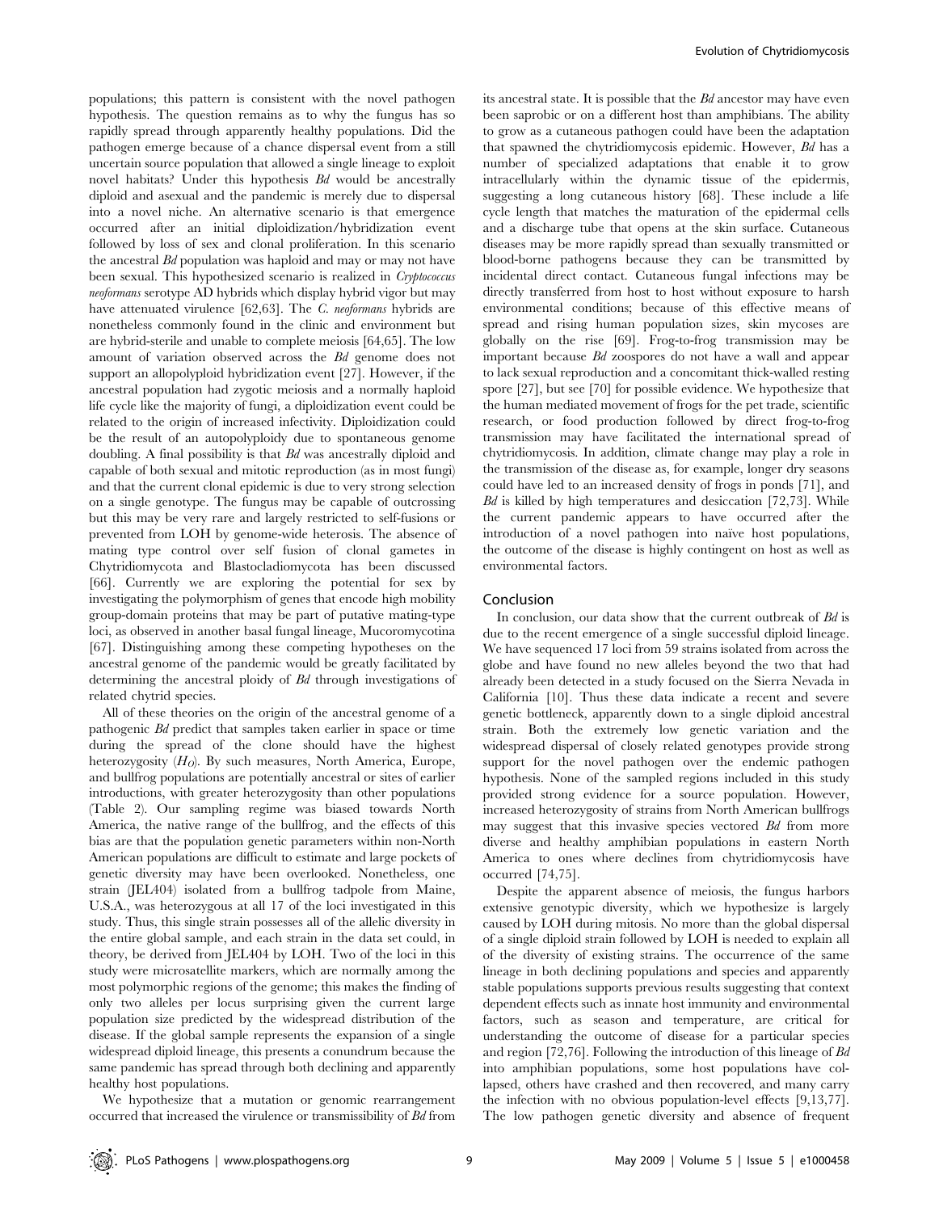populations; this pattern is consistent with the novel pathogen hypothesis. The question remains as to why the fungus has so rapidly spread through apparently healthy populations. Did the pathogen emerge because of a chance dispersal event from a still uncertain source population that allowed a single lineage to exploit novel habitats? Under this hypothesis *Bd* would be ancestrally diploid and asexual and the pandemic is merely due to dispersal into a novel niche. An alternative scenario is that emergence occurred after an initial diploidization/hybridization event followed by loss of sex and clonal proliferation. In this scenario the ancestral *Bd* population was haploid and may or may not have been sexual. This hypothesized scenario is realized in *Cryptococcus neoformans* serotype AD hybrids which display hybrid vigor but may have attenuated virulence [62,63]. The *C. neoformans* hybrids are nonetheless commonly found in the clinic and environment but are hybrid-sterile and unable to complete meiosis [64,65]. The low amount of variation observed across the *Bd* genome does not support an allopolyploid hybridization event [27]. However, if the ancestral population had zygotic meiosis and a normally haploid life cycle like the majority of fungi, a diploidization event could be related to the origin of increased infectivity. Diploidization could be the result of an autopolyploidy due to spontaneous genome doubling. A final possibility is that *Bd* was ancestrally diploid and capable of both sexual and mitotic reproduction (as in most fungi) and that the current clonal epidemic is due to very strong selection on a single genotype. The fungus may be capable of outcrossing but this may be very rare and largely restricted to self-fusions or prevented from LOH by genome-wide heterosis. The absence of mating type control over self fusion of clonal gametes in Chytridiomycota and Blastocladiomycota has been discussed [66]. Currently we are exploring the potential for sex by investigating the polymorphism of genes that encode high mobility group-domain proteins that may be part of putative mating-type loci, as observed in another basal fungal lineage, Mucoromycotina [67]. Distinguishing among these competing hypotheses on the ancestral genome of the pandemic would be greatly facilitated by determining the ancestral ploidy of *Bd* through investigations of related chytrid species.

All of these theories on the origin of the ancestral genome of a pathogenic *Bd* predict that samples taken earlier in space or time during the spread of the clone should have the highest heterozygosity ($H_O$). By such measures, North America, Europe, and bullfrog populations are potentially ancestral or sites of earlier introductions, with greater heterozygosity than other populations (Table 2). Our sampling regime was biased towards North America, the native range of the bullfrog, and the effects of this bias are that the population genetic parameters within non-North American populations are difficult to estimate and large pockets of genetic diversity may have been overlooked. Nonetheless, one strain (JEL404) isolated from a bullfrog tadpole from Maine, U.S.A., was heterozygous at all 17 of the loci investigated in this study. Thus, this single strain possesses all of the allelic diversity in the entire global sample, and each strain in the data set could, in theory, be derived from JEL404 by LOH. Two of the loci in this study were microsatellite markers, which are normally among the most polymorphic regions of the genome; this makes the finding of only two alleles per locus surprising given the current large population size predicted by the widespread distribution of the disease. If the global sample represents the expansion of a single widespread diploid lineage, this presents a conundrum because the same pandemic has spread through both declining and apparently healthy host populations.

We hypothesize that a mutation or genomic rearrangement occurred that increased the virulence or transmissibility of *Bd* from its ancestral state. It is possible that the *Bd* ancestor may have even been saprobic or on a different host than amphibians. The ability to grow as a cutaneous pathogen could have been the adaptation that spawned the chytridiomycosis epidemic. However, *Bd* has a number of specialized adaptations that enable it to grow intracellularly within the dynamic tissue of the epidermis, suggesting a long cutaneous history [68]. These include a life cycle length that matches the maturation of the epidermal cells and a discharge tube that opens at the skin surface. Cutaneous diseases may be more rapidly spread than sexually transmitted or blood-borne pathogens because they can be transmitted by incidental direct contact. Cutaneous fungal infections may be directly transferred from host to host without exposure to harsh environmental conditions; because of this effective means of spread and rising human population sizes, skin mycoses are globally on the rise [69]. Frog-to-frog transmission may be important because *Bd* zoospores do not have a wall and appear to lack sexual reproduction and a concomitant thick-walled resting spore [27], but see [70] for possible evidence. We hypothesize that the human mediated movement of frogs for the pet trade, scientific research, or food production followed by direct frog-to-frog transmission may have facilitated the international spread of chytridiomycosis. In addition, climate change may play a role in the transmission of the disease as, for example, longer dry seasons could have led to an increased density of frogs in ponds [71], and *Bd* is killed by high temperatures and desiccation [72,73]. While the current pandemic appears to have occurred after the introduction of a novel pathogen into naïve host populations, the outcome of the disease is highly contingent on host as well as environmental factors.

## Conclusion

In conclusion, our data show that the current outbreak of *Bd* is due to the recent emergence of a single successful diploid lineage. We have sequenced 17 loci from 59 strains isolated from across the globe and have found no new alleles beyond the two that had already been detected in a study focused on the Sierra Nevada in California [10]. Thus these data indicate a recent and severe genetic bottleneck, apparently down to a single diploid ancestral strain. Both the extremely low genetic variation and the widespread dispersal of closely related genotypes provide strong support for the novel pathogen over the endemic pathogen hypothesis. None of the sampled regions included in this study provided strong evidence for a source population. However, increased heterozygosity of strains from North American bullfrogs may suggest that this invasive species vectored *Bd* from more diverse and healthy amphibian populations in eastern North America to ones where declines from chytridiomycosis have occurred [74,75].

Despite the apparent absence of meiosis, the fungus harbors extensive genotypic diversity, which we hypothesize is largely caused by LOH during mitosis. No more than the global dispersal of a single diploid strain followed by LOH is needed to explain all of the diversity of existing strains. The occurrence of the same lineage in both declining populations and species and apparently stable populations supports previous results suggesting that context dependent effects such as innate host immunity and environmental factors, such as season and temperature, are critical for understanding the outcome of disease for a particular species and region [72,76]. Following the introduction of this lineage of *Bd* into amphibian populations, some host populations have collapsed, others have crashed and then recovered, and many carry the infection with no obvious population-level effects [9,13,77]. The low pathogen genetic diversity and absence of frequent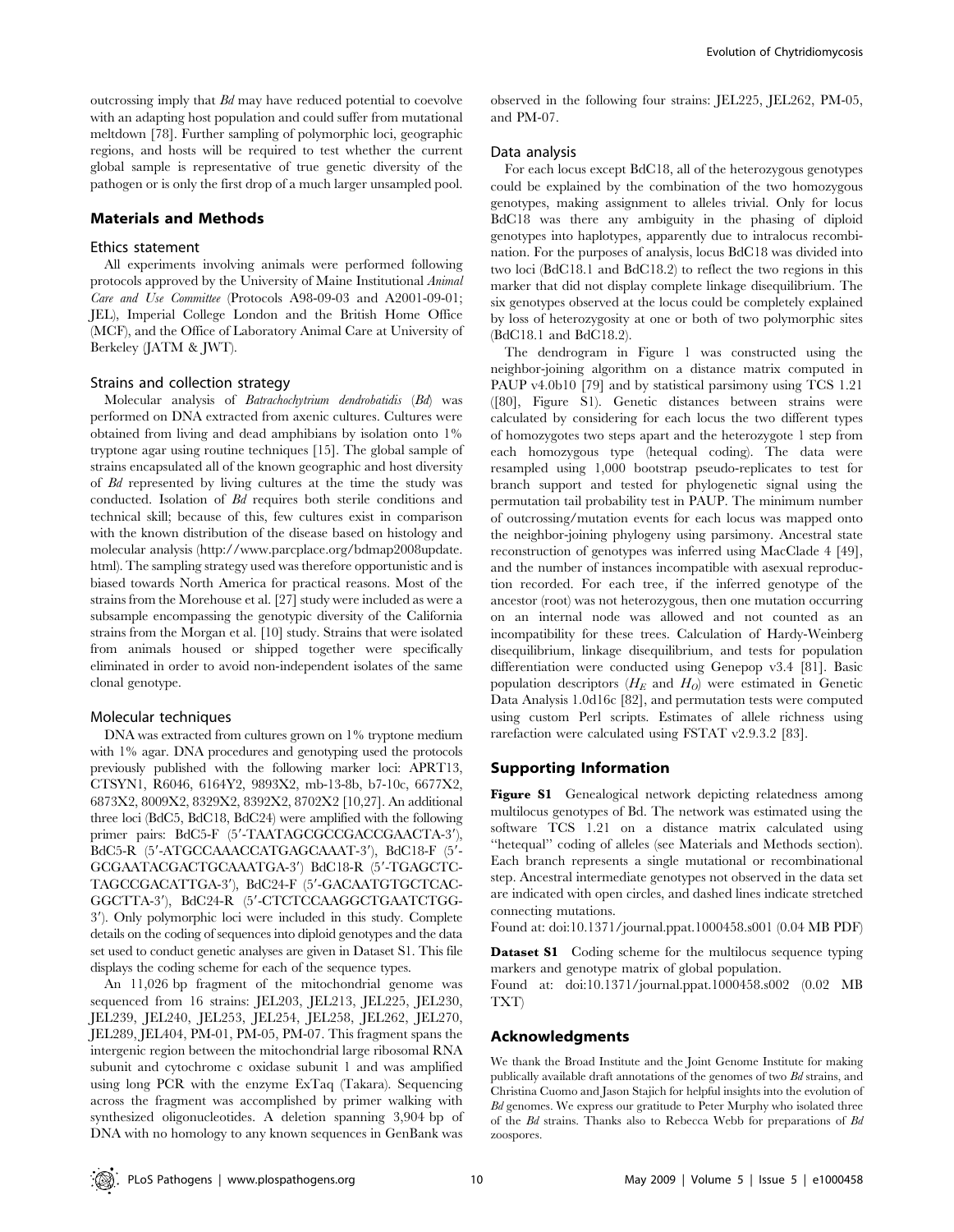outcrossing imply that *Bd* may have reduced potential to coevolve with an adapting host population and could suffer from mutational meltdown [78]. Further sampling of polymorphic loci, geographic regions, and hosts will be required to test whether the current global sample is representative of true genetic diversity of the pathogen or is only the first drop of a much larger unsampled pool.

## Materials and Methods

### Ethics statement

All experiments involving animals were performed following protocols approved by the University of Maine Institutional *Animal Care and Use Committee* (Protocols A98-09-03 and A2001-09-01; JEL), Imperial College London and the British Home Office (MCF), and the Office of Laboratory Animal Care at University of Berkeley (JATM & JWT).

### Strains and collection strategy

Molecular analysis of *Batrachochytrium dendrobatidis* (*Bd*) was performed on DNA extracted from axenic cultures. Cultures were obtained from living and dead amphibians by isolation onto 1% tryptone agar using routine techniques [15]. The global sample of strains encapsulated all of the known geographic and host diversity of *Bd* represented by living cultures at the time the study was conducted. Isolation of *Bd* requires both sterile conditions and technical skill; because of this, few cultures exist in comparison with the known distribution of the disease based on histology and molecular analysis (http://www.parcplace.org/bdmap2008update.html). The sampling strategy used was therefore opportunistic and is biased towards North America for practical reasons. Most of the strains from the Morehouse et al. [27] study were included as were a subsample encompassing the genotypic diversity of the California strains from the Morgan et al. [10] study. Strains that were isolated from animals housed or shipped together were specifically eliminated in order to avoid non-independent isolates of the same clonal genotype.

### Molecular techniques

DNA was extracted from cultures grown on 1% tryptone medium with 1% agar. DNA procedures and genotyping used the protocols previously published with the following marker loci: APRT13, CTSYN1, R6046, 6164Y2, 9893X2, mb-13-8b, b7-10c, 6677X2, 6873X2, 8009X2, 8329X2, 8392X2, 8702X2 [10,27]. An additional three loci (BdC5, BdC18, BdC24) were amplified with the following primer pairs: BdC5-F (5′-TAATAGCGCCGACCGAACTA-3′), BdC5-R (5′-ATGCCAAACCATGAGCAAAT-3′), BdC18-F (5′-GCGAATACGACTGCAAATGA-3′) BdC18-R (5′-TGAGCTC-TAGCCGACATTGA-3′), BdC24-F (5′-GACAATGTGCTCAC-GGCTTA-3′), BdC24-R (5′-CTCTCCAAGGCTGAATCTGG-3′). Only polymorphic loci were included in this study. Complete details on the coding of sequences into diploid genotypes and the data set used to conduct genetic analyses are given in Dataset S1. This file displays the coding scheme for each of the sequence types.

An 11,026 bp fragment of the mitochondrial genome was sequenced from 16 strains: JEL203, JEL213, JEL225, JEL230, JEL239, JEL240, JEL253, JEL254, JEL258, JEL262, JEL270, JEL289, JEL404, PM-01, PM-05, PM-07. This fragment spans the intergenic region between the mitochondrial large ribosomal RNA subunit and cytochrome c oxidase subunit 1 and was amplified using long PCR with the enzyme ExTaq (Takara). Sequencing across the fragment was accomplished by primer walking with synthesized oligonucleotides. A deletion spanning 3,904 bp of DNA with no homology to any known sequences in GenBank was observed in the following four strains: JEL225, JEL262, PM-05, and PM-07.

### Data analysis

For each locus except BdC18, all of the heterozygous genotypes could be explained by the combination of the two homozygous genotypes, making assignment to alleles trivial. Only for locus BdC18 was there any ambiguity in the phasing of diploid genotypes into haplotypes, apparently due to intralocus recombination. For the purposes of analysis, locus BdC18 was divided into two loci (BdC18.1 and BdC18.2) to reflect the two regions in this marker that did not display complete linkage disequilibrium. The six genotypes observed at the locus could be completely explained by loss of heterozygosity at one or both of two polymorphic sites (BdC18.1 and BdC18.2).

The dendrogram in Figure 1 was constructed using the neighbor-joining algorithm on a distance matrix computed in PAUP v4.0b10 [79] and by statistical parsimony using TCS 1.21 ([80], Figure S1). Genetic distances between strains were calculated by considering for each locus the two different types of homozygotes two steps apart and the heterozygote 1 step from each homozygous type (hetequal coding). The data were resampled using 1,000 bootstrap pseudo-replicates to test for branch support and tested for phylogenetic signal using the permutation tail probability test in PAUP. The minimum number of outcrossing/mutation events for each locus was mapped onto the neighbor-joining phylogeny using parsimony. Ancestral state reconstruction of genotypes was inferred using MacClade 4 [49], and the number of instances incompatible with asexual reproduction recorded. For each tree, if the inferred genotype of the ancestor (root) was not heterozygous, then one mutation occurring on an internal node was allowed and not counted as an incompatibility for these trees. Calculation of Hardy-Weinberg disequilibrium, linkage disequilibrium, and tests for population differentiation were conducted using Genepop v3.4 [81]. Basic population descriptors ($H_E$ and $H_O$) were estimated in Genetic Data Analysis 1.0d16c [82], and permutation tests were computed using custom Perl scripts. Estimates of allele richness using rarefaction were calculated using FSTAT v2.9.3.2 [83].

## Supporting Information

**Figure S1** Genealogical network depicting relatedness among multilocus genotypes of Bd. The network was estimated using the software TCS 1.21 on a distance matrix calculated using "hetequal" coding of alleles (see Materials and Methods section). Each branch represents a single mutational or recombinational step. Ancestral intermediate genotypes not observed in the data set are indicated with open circles, and dashed lines indicate stretched connecting mutations.

Found at: doi:10.1371/journal.ppat.1000458.s001 (0.04 MB PDF)

**Dataset S1** Coding scheme for the multilocus sequence typing markers and genotype matrix of global population.

Found at: doi:10.1371/journal.ppat.1000458.s002 (0.02 MB TXT)

## Acknowledgments

We thank the Broad Institute and the Joint Genome Institute for making publically available draft annotations of the genomes of two *Bd* strains, and Christina Cuomo and Jason Stajich for helpful insights into the evolution of *Bd* genomes. We express our gratitude to Peter Murphy who isolated three of the *Bd* strains. Thanks also to Rebecca Webb for preparations of *Bd* zoospores.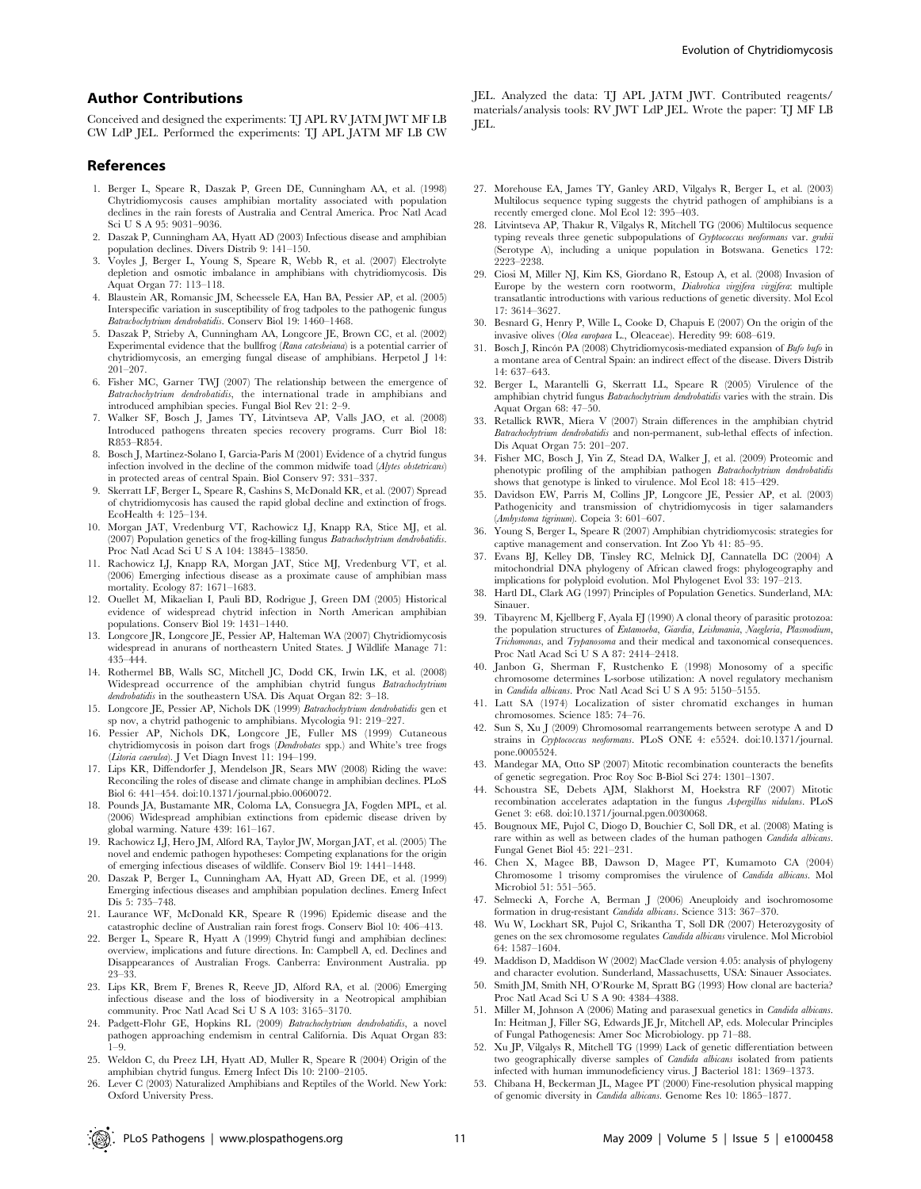## Author Contributions

Conceived and designed the experiments: TJ APL RV JATM JWT MF LB CW LdP JEL. Performed the experiments: TJ APL JATM MF LB CW JEL. Analyzed the data: TJ APL JATM JWT. Contributed reagents/materials/analysis tools: RV JWT LdP JEL. Wrote the paper: TJ MF LB JEL.

## References

1. Berger L, Speare R, Daszak P, Green DE, Cunningham AA, et al. (1998) Chytridiomycosis causes amphibian mortality associated with population declines in the rain forests of Australia and Central America. Proc Natl Acad Sci U S A 95: 9031–9036.
2. Daszak P, Cunningham AA, Hyatt AD (2003) Infectious disease and amphibian population declines. Divers Distrib 9: 141–150.
3. Voyles J, Berger L, Young S, Speare R, Webb R, et al. (2007) Electrolyte depletion and osmotic imbalance in amphibians with chytridiomycosis. Dis Aquat Organ 77: 113–118.
4. Blaustein AR, Romansic JM, Scheessele EA, Han BA, Pessier AP, et al. (2005) Interspecific variation in susceptibility of frog tadpoles to the pathogenic fungus *Batrachochytrium dendrobatidis*. Conserv Biol 19: 1460–1468.
5. Daszak P, Strieby A, Cunningham AA, Longcore JE, Brown CC, et al. (2002) Experimental evidence that the bullfrog (*Rana catesbeiana*) is a potential carrier of chytridiomycosis, an emerging fungal disease of amphibians. Herpetol J 14: 201–207.
6. Fisher MC, Garner TWJ (2007) The relationship between the emergence of *Batrachochytrium dendrobatidis*, the international trade in amphibians and introduced amphibian species. Fungal Biol Rev 21: 2–9.
7. Walker SF, Bosch J, James TY, Litvintseva AP, Valls JAO, et al. (2008) Introduced pathogens threaten species recovery programs. Curr Biol 18: R853–R854.
8. Bosch J, Martinez-Solano I, Garcia-Paris M (2001) Evidence of a chytrid fungus infection involved in the decline of the common midwife toad (*Alytes obstetricans*) in protected areas of central Spain. Biol Conserv 97: 331–337.
9. Skerratt LF, Berger L, Speare R, Cashins S, McDonald KR, et al. (2007) Spread of chytridiomycosis has caused the rapid global decline and extinction of frogs. EcoHealth 4: 125–134.
10. Morgan JAT, Vredenburg VT, Rachowicz LJ, Knapp RA, Stice MJ, et al. (2007) Population genetics of the frog-killing fungus *Batrachochytrium dendrobatidis*. Proc Natl Acad Sci U S A 104: 13845–13850.
11. Rachowicz LJ, Knapp RA, Morgan JAT, Stice MJ, Vredenburg VT, et al. (2006) Emerging infectious disease as a proximate cause of amphibian mass mortality. Ecology 87: 1671–1683.
12. Ouellet M, Mikaelian I, Pauli BD, Rodrigue J, Green DM (2005) Historical evidence of widespread chytrid infection in North American amphibian populations. Conserv Biol 19: 1431–1440.
13. Longcore JR, Longcore JE, Pessier AP, Halteman WA (2007) Chytridiomycosis widespread in anurans of northeastern United States. J Wildlife Manage 71: 435–444.
14. Rothermel BB, Walls SC, Mitchell JC, Dodd CK, Irwin LK, et al. (2008) Widespread occurrence of the amphibian chytrid fungus *Batrachochytrium dendrobatidis* in the southeastern USA. Dis Aquat Organ 82: 3–18.
15. Longcore JE, Pessier AP, Nichols DK (1999) *Batrachochytrium dendrobatidis* gen et sp nov, a chytrid pathogenic to amphibians. Mycologia 91: 219–227.
16. Pessier AP, Nichols DK, Longcore JE, Fuller MS (1999) Cutaneous chytridiomycosis in poison dart frogs (*Dendrobates* spp.) and White's tree frogs (*Litoria caerulea*). J Vet Diagn Invest 11: 194–199.
17. Lips KR, Diffendorfer J, Mendelson JR, Sears MW (2008) Riding the wave: Reconciling the roles of disease and climate change in amphibian declines. PLoS Biol 6: 441–454. doi:10.1371/journal.pbio.0060072.
18. Pounds JA, Bustamante MR, Coloma LA, Consuegra JA, Fogden MPL, et al. (2006) Widespread amphibian extinctions from epidemic disease driven by global warming. Nature 439: 161–167.
19. Rachowicz LJ, Hero JM, Alford RA, Taylor JW, Morgan JAT, et al. (2005) The novel and endemic pathogen hypotheses: Competing explanations for the origin of emerging infectious diseases of wildlife. Conserv Biol 19: 1441–1448.
20. Daszak P, Berger L, Cunningham AA, Hyatt AD, Green DE, et al. (1999) Emerging infectious diseases and amphibian population declines. Emerg Infect Dis 5: 735–748.
21. Laurance WF, McDonald KR, Speare R (1996) Epidemic disease and the catastrophic decline of Australian rain forest frogs. Conserv Biol 10: 406–413.
22. Berger L, Speare R, Hyatt A (1999) Chytrid fungi and amphibian declines: overview, implications and future directions. In: Campbell A, ed. Declines and Disappearances of Australian Frogs. Canberra: Environment Australia. pp 23–33.
23. Lips KR, Brem F, Brenes R, Reeve JD, Alford RA, et al. (2006) Emerging infectious disease and the loss of biodiversity in a Neotropical amphibian community. Proc Natl Acad Sci U S A 103: 3165–3170.
24. Padgett-Flohr GE, Hopkins RL (2009) *Batrachochytrium dendrobatidis*, a novel pathogen approaching endemism in central California. Dis Aquat Organ 83: 1–9.
25. Weldon C, du Preez LH, Hyatt AD, Muller R, Speare R (2004) Origin of the amphibian chytrid fungus. Emerg Infect Dis 10: 2100–2105.
26. Lever C (2003) Naturalized Amphibians and Reptiles of the World. New York: Oxford University Press.
27. Morehouse EA, James TY, Ganley ARD, Vilgalys R, Berger L, et al. (2003) Multilocus sequence typing suggests the chytrid pathogen of amphibians is a recently emerged clone. Mol Ecol 12: 395–403.
28. Litvintseva AP, Thakur R, Vilgalys R, Mitchell TG (2006) Multilocus sequence typing reveals three genetic subpopulations of *Cryptococcus neoformans* var. *grubii* (Serotype A), including a unique population in Botswana. Genetics 172: 2223–2238.
29. Ciosi M, Miller NJ, Kim KS, Giordano R, Estoup A, et al. (2008) Invasion of Europe by the western corn rootworm, *Diabrotica virgifera virgifera*: multiple transatlantic introductions with various reductions of genetic diversity. Mol Ecol 17: 3614–3627.
30. Besnard G, Henry P, Wille L, Cooke D, Chapuis E (2007) On the origin of the invasive olives (*Olea europaea* L., Oleaceae). Heredity 99: 608–619.
31. Bosch J, Rincón PA (2008) Chytridiomycosis-mediated expansion of *Bufo bufo* in a montane area of Central Spain: an indirect effect of the disease. Divers Distrib 14: 637–643.
32. Berger L, Marantelli G, Skerratt LL, Speare R (2005) Virulence of the amphibian chytrid fungus *Batrachochytrium dendrobatidis* varies with the strain. Dis Aquat Organ 68: 47–50.
33. Retallick RWR, Miera V (2007) Strain differences in the amphibian chytrid *Batrachochytrium dendrobatidis* and non-permanent, sub-lethal effects of infection. Dis Aquat Organ 75: 201–207.
34. Fisher MC, Bosch J, Yin Z, Stead DA, Walker J, et al. (2009) Proteomic and phenotypic profiling of the amphibian pathogen *Batrachochytrium dendrobatidis* shows that genotype is linked to virulence. Mol Ecol 18: 415–429.
35. Davidson EW, Parris M, Collins JP, Longcore JE, Pessier AP, et al. (2003) Pathogenicity and transmission of chytridiomycosis in tiger salamanders (*Ambystoma tigrinum*). Copeia 3: 601–607.
36. Young S, Berger L, Speare R (2007) Amphibian chytridiomycosis: strategies for captive management and conservation. Int Zoo Yb 41: 85–95.
37. Evans BJ, Kelley DB, Tinsley RC, Melnick DJ, Cannatella DC (2004) A mitochondrial DNA phylogeny of African clawed frogs: phylogeography and implications for polyploid evolution. Mol Phylogenet Evol 33: 197–213.
38. Hartl DL, Clark AG (1997) Principles of Population Genetics. Sunderland, MA: Sinauer.
39. Tibayrenc M, Kjellberg F, Ayala FJ (1990) A clonal theory of parasitic protozoa: the population structures of *Entamoeba*, *Giardia*, *Leishmania*, *Naegleria*, *Plasmodium*, *Trichomonas*, and *Trypanosoma* and their medical and taxonomical consequences. Proc Natl Acad Sci U S A 87: 2414–2418.
40. Janbon G, Sherman F, Rustchenko E (1998) Monosomy of a specific chromosome determines L-sorbose utilization: A novel regulatory mechanism in *Candida albicans*. Proc Natl Acad Sci U S A 95: 5150–5155.
41. Latt SA (1974) Localization of sister chromatid exchanges in human chromosomes. Science 185: 74–76.
42. Sun S, Xu J (2009) Chromosomal rearrangements between serotype A and D strains in *Cryptococcus neoformans*. PLoS ONE 4: e5524. doi:10.1371/journal.pone.0005524.
43. Mandegar MA, Otto SP (2007) Mitotic recombination counteracts the benefits of genetic segregation. Proc Roy Soc B-Biol Sci 274: 1301–1307.
44. Schoustra SE, Debets AJM, Slakhorst M, Hoekstra RF (2007) Mitotic recombination accelerates adaptation in the fungus *Aspergillus nidulans*. PLoS Genet 3: e68. doi:10.1371/journal.pgen.0030068.
45. Bougnoux ME, Pujol C, Diogo D, Bouchier C, Soll DR, et al. (2008) Mating is rare within as well as between clades of the human pathogen *Candida albicans*. Fungal Genet Biol 45: 221–231.
46. Chen X, Magee BB, Dawson D, Magee PT, Kumamoto CA (2004) Chromosome 1 trisomy compromises the virulence of *Candida albicans*. Mol Microbiol 51: 551–565.
47. Selmecki A, Forche A, Berman J (2006) Aneuploidy and isochromosome formation in drug-resistant *Candida albicans*. Science 313: 367–370.
48. Wu W, Lockhart SR, Pujol C, Srikantha T, Soll DR (2007) Heterozygosity of genes on the sex chromosome regulates *Candida albicans* virulence. Mol Microbiol 64: 1587–1604.
49. Maddison D, Maddison W (2002) MacClade version 4.05: analysis of phylogeny and character evolution. Sunderland, Massachusetts, USA: Sinauer Associates.
50. Smith JM, Smith NH, O'Rourke M, Spratt BG (1993) How clonal are bacteria? Proc Natl Acad Sci U S A 90: 4384–4388.
51. Miller M, Johnson A (2006) Mating and parasexual genetics in *Candida albicans*. In: Heitman J, Filler SG, Edwards JE Jr, Mitchell AP, eds. Molecular Principles of Fungal Pathogenesis: Amer Soc Microbiology. pp 71–88.
52. Xu JP, Vilgalys R, Mitchell TG (1999) Lack of genetic differentiation between two geographically diverse samples of *Candida albicans* isolated from patients infected with human immunodeficiency virus. J Bacteriol 181: 1369–1373.
53. Chibana H, Beckerman JL, Magee PT (2000) Fine-resolution physical mapping of genomic diversity in *Candida albicans*. Genome Res 10: 1865–1877.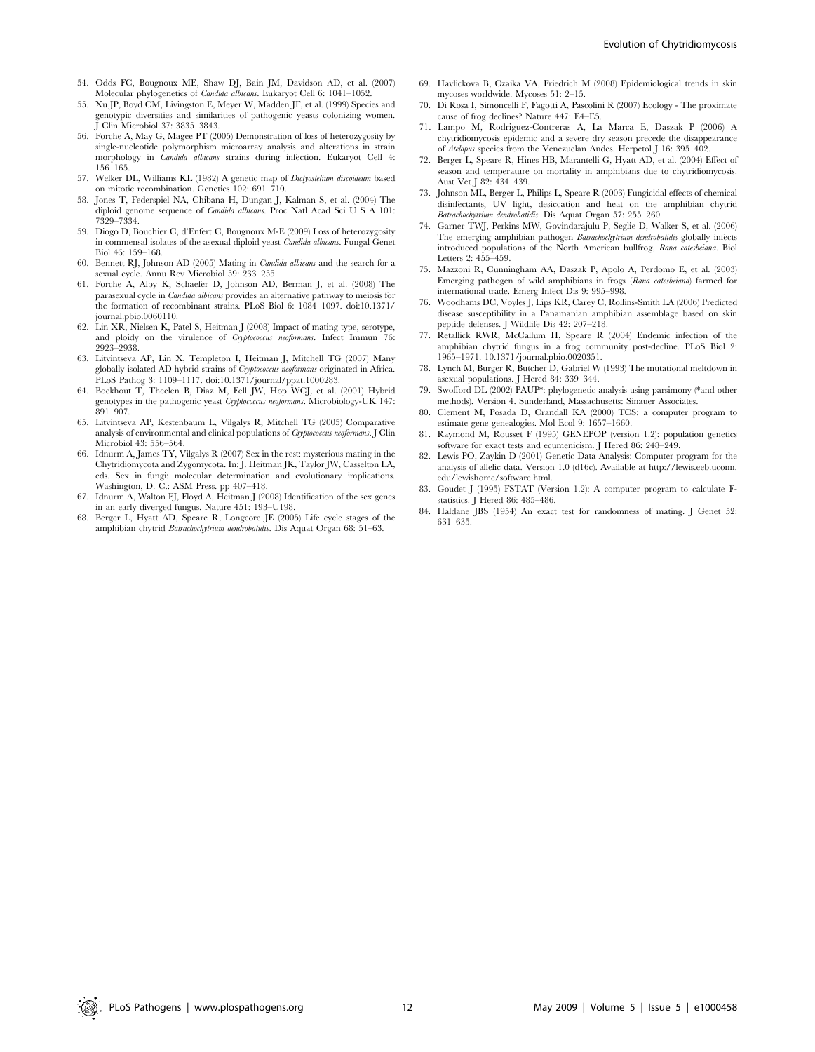54. Odds FC, Bougnoux ME, Shaw DJ, Bain JM, Davidson AD, et al. (2007) Molecular phylogenetics of *Candida albicans*. Eukaryot Cell 6: 1041–1052.
55. Xu JP, Boyd CM, Livingston E, Meyer W, Madden JF, et al. (1999) Species and genotypic diversities and similarities of pathogenic yeasts colonizing women. J Clin Microbiol 37: 3835–3843.
56. Forche A, May G, Magee PT (2005) Demonstration of loss of heterozygosity by single-nucleotide polymorphism microarray analysis and alterations in strain morphology in *Candida albicans* strains during infection. Eukaryot Cell 4: 156–165.
57. Welker DL, Williams KL (1982) A genetic map of *Dictyostelium discoideum* based on mitotic recombination. Genetics 102: 691–710.
58. Jones T, Federspiel NA, Chibana H, Dungan J, Kalman S, et al. (2004) The diploid genome sequence of *Candida albicans*. Proc Natl Acad Sci U S A 101: 7329–7334.
59. Diogo D, Bouchier C, d'Enfert C, Bougnoux M-E (2009) Loss of heterozygosity in commensal isolates of the asexual diploid yeast *Candida albicans*. Fungal Genet Biol 46: 159–168.
60. Bennett RJ, Johnson AD (2005) Mating in *Candida albicans* and the search for a sexual cycle. Annu Rev Microbiol 59: 233–255.
61. Forche A, Alby K, Schaefer D, Johnson AD, Berman J, et al. (2008) The parasexual cycle in *Candida albicans* provides an alternative pathway to meiosis for the formation of recombinant strains. PLoS Biol 6: 1084–1097. doi:10.1371/journal.pbio.0060110.
62. Lin XR, Nielsen K, Patel S, Heitman J (2008) Impact of mating type, serotype, and ploidy on the virulence of *Cryptococcus neoformans*. Infect Immun 76: 2923–2938.
63. Litvintseva AP, Lin X, Templeton I, Heitman J, Mitchell TG (2007) Many globally isolated AD hybrid strains of *Cryptococcus neoformans* originated in Africa. PLoS Pathog 3: 1109–1117. doi:10.1371/journal/ppat.1000283.
64. Boekhout T, Theelen B, Diaz M, Fell JW, Hop WCJ, et al. (2001) Hybrid genotypes in the pathogenic yeast *Cryptococcus neoformans*. Microbiology-UK 147: 891–907.
65. Litvintseva AP, Kestenbaum L, Vilgalys R, Mitchell TG (2005) Comparative analysis of environmental and clinical populations of *Cryptococcus neoformans*. J Clin Microbiol 43: 556–564.
66. Idnurm A, James TY, Vilgalys R (2007) Sex in the rest: mysterious mating in the Chytridiomycota and Zygomycota. In: J. Heitman JK, Taylor JW, Casselton LA, eds. Sex in fungi: molecular determination and evolutionary implications. Washington, D. C.: ASM Press. pp 407–418.
67. Idnurm A, Walton FJ, Floyd A, Heitman J (2008) Identification of the sex genes in an early diverged fungus. Nature 451: 193–U198.
68. Berger L, Hyatt AD, Speare R, Longcore JE (2005) Life cycle stages of the amphibian chytrid *Batrachochytrium dendrobatidis*. Dis Aquat Organ 68: 51–63.
69. Havlickova B, Czaika VA, Friedrich M (2008) Epidemiological trends in skin mycoses worldwide. Mycoses 51: 2–15.
70. Di Rosa I, Simoncelli F, Fagotti A, Pascolini R (2007) Ecology - The proximate cause of frog declines? Nature 447: E4–E5.
71. Lampo M, Rodriguez-Contreras A, La Marca E, Daszak P (2006) A chytridiomycosis epidemic and a severe dry season precede the disappearance of *Atelopus* species from the Venezuelan Andes. Herpetol J 16: 395–402.
72. Berger L, Speare R, Hines HB, Marantelli G, Hyatt AD, et al. (2004) Effect of season and temperature on mortality in amphibians due to chytridiomycosis. Aust Vet J 82: 434–439.
73. Johnson ML, Berger L, Philips L, Speare R (2003) Fungicidal effects of chemical disinfectants, UV light, desiccation and heat on the amphibian chytrid *Batrachochytrium dendrobatidis*. Dis Aquat Organ 57: 255–260.
74. Garner TWJ, Perkins MW, Govindarajulu P, Seglie D, Walker S, et al. (2006) The emerging amphibian pathogen *Batrachochytrium dendrobatidis* globally infects introduced populations of the North American bullfrog, *Rana catesbeiana*. Biol Letters 2: 455–459.
75. Mazzoni R, Cunningham AA, Daszak P, Apolo A, Perdomo E, et al. (2003) Emerging pathogen of wild amphibians in frogs (*Rana catesbeiana*) farmed for international trade. Emerg Infect Dis 9: 995–998.
76. Woodhams DC, Voyles J, Lips KR, Carey C, Rollins-Smith LA (2006) Predicted disease susceptibility in a Panamanian amphibian assemblage based on skin peptide defenses. J Wildlife Dis 42: 207–218.
77. Retallick RWR, McCallum H, Speare R (2004) Endemic infection of the amphibian chytrid fungus in a frog community post-decline. PLoS Biol 2: 1965–1971. 10.1371/journal.pbio.0020351.
78. Lynch M, Burger R, Butcher D, Gabriel W (1993) The mutational meltdown in asexual populations. J Hered 84: 339–344.
79. Swofford DL (2002) PAUP*: phylogenetic analysis using parsimony (*and other methods). Version 4. Sunderland, Massachusetts: Sinauer Associates.
80. Clement M, Posada D, Crandall KA (2000) TCS: a computer program to estimate gene genealogies. Mol Ecol 9: 1657–1660.
81. Raymond M, Rousset F (1995) GENEPOP (version 1.2): population genetics software for exact tests and ecumenicism. J Hered 86: 248–249.
82. Lewis PO, Zaykin D (2001) Genetic Data Analysis: Computer program for the analysis of allelic data. Version 1.0 (d16c). Available at http://lewis.eeb.uconn.edu/lewishome/software.html.
83. Goudet J (1995) FSTAT (Version 1.2): A computer program to calculate F-statistics. J Hered 86: 485–486.
84. Haldane JBS (1954) An exact test for randomness of mating. J Genet 52: 631–635.